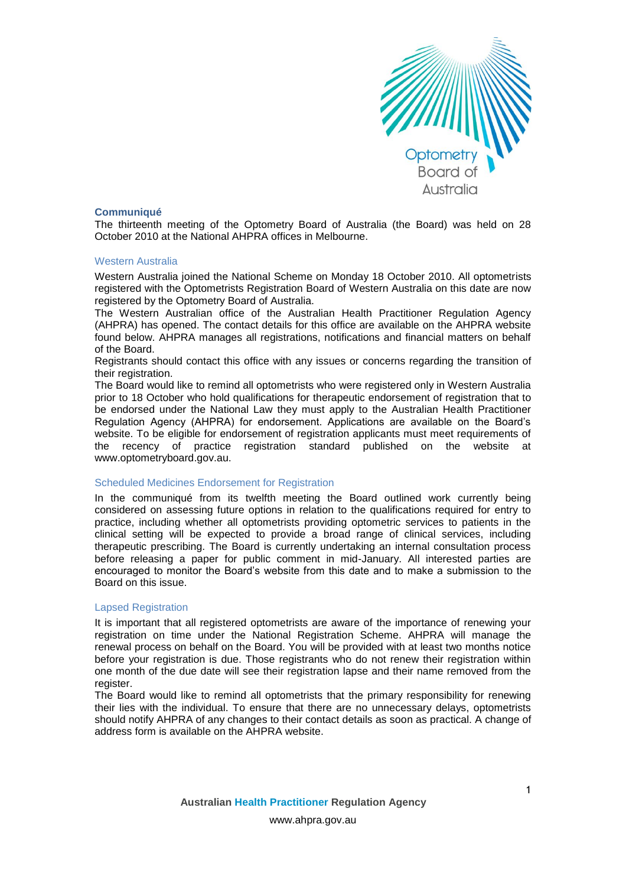## Communiqué

The thirteenth meeting of the Optometry Board of Australia (the Board) was held on 28 October 2010 at the National AHPRA offices in Melbourne.

### Western Australia

Western Australia joined the National Scheme on Monday 18 October 2010. All optometrists registered with the Optometrists Registration Board of Western Australia on this date are now registered by the Optometry Board of Australia.

The Western Australian office of the Australian Health Practitioner Regulation Agency (AHPRA) has opened. The contact details for this office are available on the AHPRA website found below. AHPRA manages all registrations, notifications and financial matters on behalf of the Board.

Registrants should contact this office with any issues or concerns regarding the transition of their registration.

The Board would like to remind all optometrists who were registered only in Western Australia prior to 18 October who hold qualifications for therapeutic endorsement of registration that to be endorsed under the National Law they must apply to the Australian Health Practitioner Regulation Agency (AHPRA) for endorsement. Applications are available on the Board's website. To be eligible for endorsement of registration applicants must meet requirements of the recency of practice registration standard published on the website at www.optometryboard.gov.au.

### Scheduled Medicines Endorsement for Registration

In the communiqué from its twelfth meeting the Board outlined work currently being considered on assessing future options in relation to the qualifications required for entry to practice, including whether all optometrists providing optometric services to patients in the clinical setting will be expected to provide a broad range of clinical services, including therapeutic prescribing. The Board is currently undertaking an internal consultation process before releasing a paper for public comment in mid-January. All interested parties are encouraged to monitor the Board's website from this date and to make a submission to the Board on this issue.

### Lapsed Registration

It is important that all registered optometrists are aware of the importance of renewing your registration on time under the National Registration Scheme. AHPRA will manage the renewal process on behalf on the Board. You will be provided with at least two months notice before your registration is due. Those registrants who do not renew their registration within one month of the due date will see their registration lapse and their name removed from the register.

The Board would like to remind all optometrists that the primary responsibility for renewing their lies with the individual. To ensure that there are no unnecessary delays, optometrists should notify AHPRA of any changes to their contact details as soon as practical. A change of address form is available on the AHPRA website.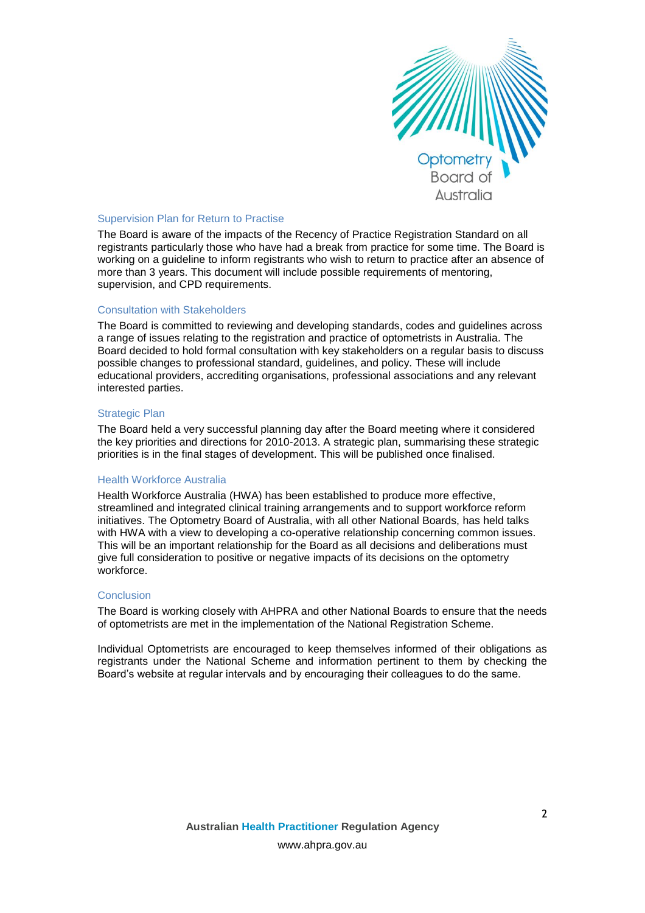## Supervision Plan for Return to Practise

The Board is aware of the impacts of the Recency of Practice Registration Standard on all registrants particularly those who have had a break from practice for some time. The Board is working on a guideline to inform registrants who wish to return to practice after an absence of more than 3 years. This document will include possible requirements of mentoring, supervision, and CPD requirements.

## Consultation with Stakeholders

The Board is committed to reviewing and developing standards, codes and guidelines across a range of issues relating to the registration and practice of optometrists in Australia. The Board decided to hold formal consultation with key stakeholders on a regular basis to discuss possible changes to professional standard, guidelines, and policy. These will include educational providers, accrediting organisations, professional associations and any relevant interested parties.

## Strategic Plan

The Board held a very successful planning day after the Board meeting where it considered the key priorities and directions for 2010-2013. A strategic plan, summarising these strategic priorities is in the final stages of development. This will be published once finalised.

## Health Workforce Australia

Health Workforce Australia (HWA) has been established to produce more effective, streamlined and integrated clinical training arrangements and to support workforce reform initiatives. The Optometry Board of Australia, with all other National Boards, has held talks with HWA with a view to developing a co-operative relationship concerning common issues. This will be an important relationship for the Board as all decisions and deliberations must give full consideration to positive or negative impacts of its decisions on the optometry workforce.

## Conclusion

The Board is working closely with AHPRA and other National Boards to ensure that the needs of optometrists are met in the implementation of the National Registration Scheme.

Individual Optometrists are encouraged to keep themselves informed of their obligations as registrants under the National Scheme and information pertinent to them by checking the Board's website at regular intervals and by encouraging their colleagues to do the same.